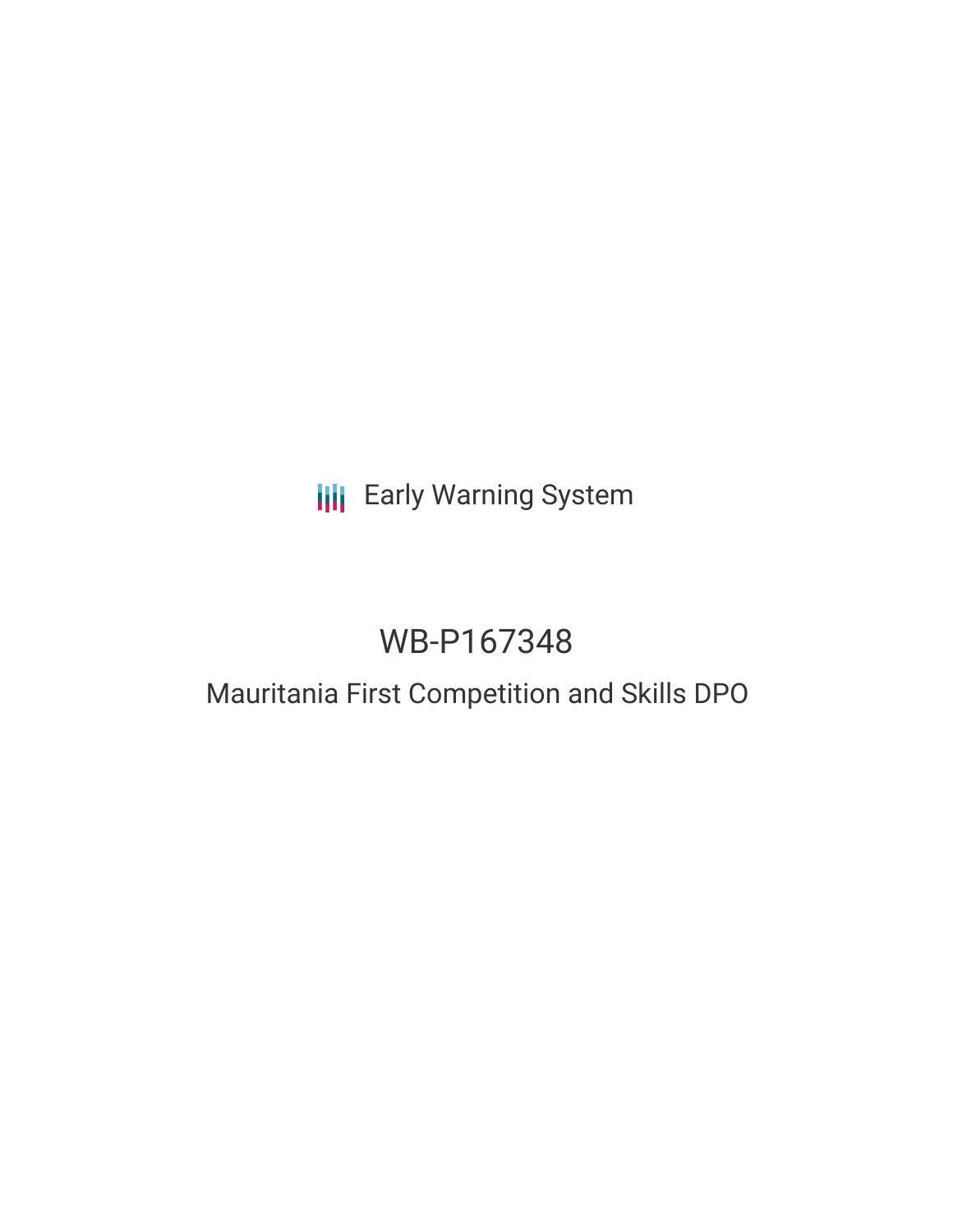Early Warning System

# WB-P167348

## Mauritania First Competition and Skills DPO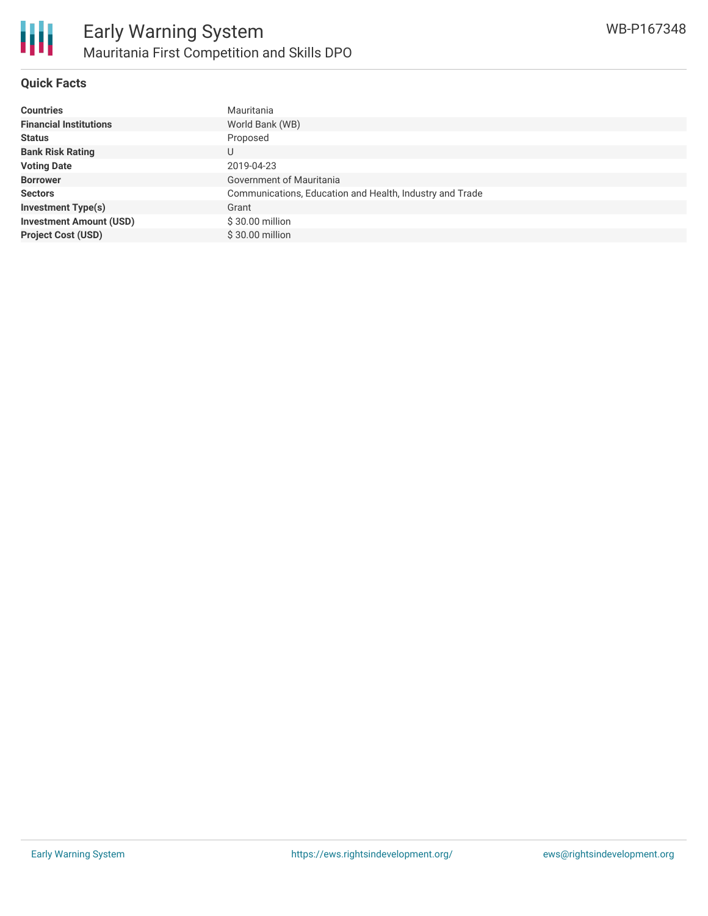# Early Warning System

## Mauritania First Competition and Skills DPO

WB-P167348

### Quick Facts

| | |
|---|---|
| **Countries** | Mauritania |
| **Financial Institutions** | World Bank (WB) |
| **Status** | Proposed |
| **Bank Risk Rating** | U |
| **Voting Date** | 2019-04-23 |
| **Borrower** | Government of Mauritania |
| **Sectors** | Communications, Education and Health, Industry and Trade |
| **Investment Type(s)** | Grant |
| **Investment Amount (USD)** | $ 30.00 million |
| **Project Cost (USD)** | $ 30.00 million |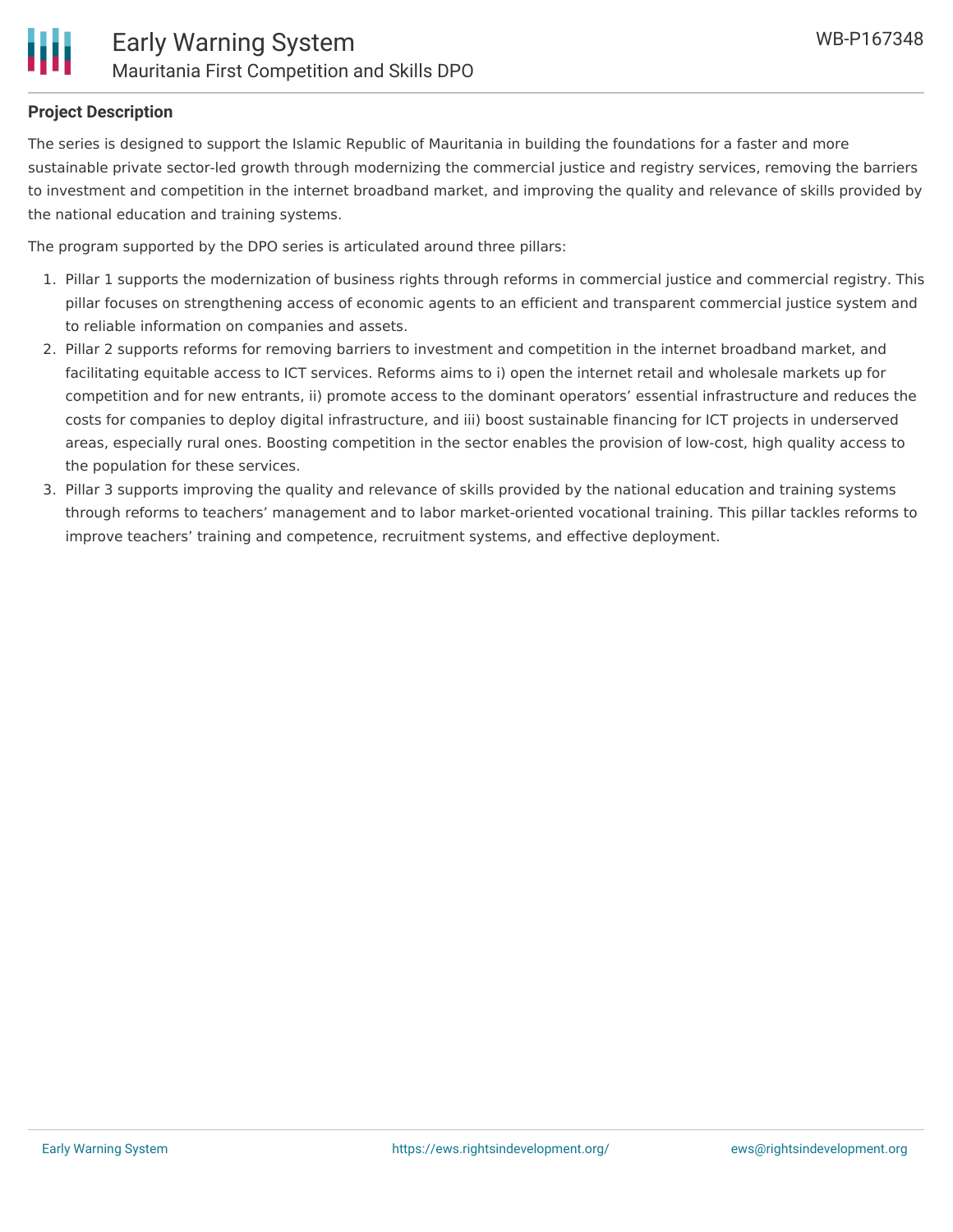## Project Description

The series is designed to support the Islamic Republic of Mauritania in building the foundations for a faster and more sustainable private sector-led growth through modernizing the commercial justice and registry services, removing the barriers to investment and competition in the internet broadband market, and improving the quality and relevance of skills provided by the national education and training systems.

The program supported by the DPO series is articulated around three pillars:

1. Pillar 1 supports the modernization of business rights through reforms in commercial justice and commercial registry. This pillar focuses on strengthening access of economic agents to an efficient and transparent commercial justice system and to reliable information on companies and assets.
2. Pillar 2 supports reforms for removing barriers to investment and competition in the internet broadband market, and facilitating equitable access to ICT services. Reforms aims to i) open the internet retail and wholesale markets up for competition and for new entrants, ii) promote access to the dominant operators' essential infrastructure and reduces the costs for companies to deploy digital infrastructure, and iii) boost sustainable financing for ICT projects in underserved areas, especially rural ones. Boosting competition in the sector enables the provision of low-cost, high quality access to the population for these services.
3. Pillar 3 supports improving the quality and relevance of skills provided by the national education and training systems through reforms to teachers' management and to labor market-oriented vocational training. This pillar tackles reforms to improve teachers' training and competence, recruitment systems, and effective deployment.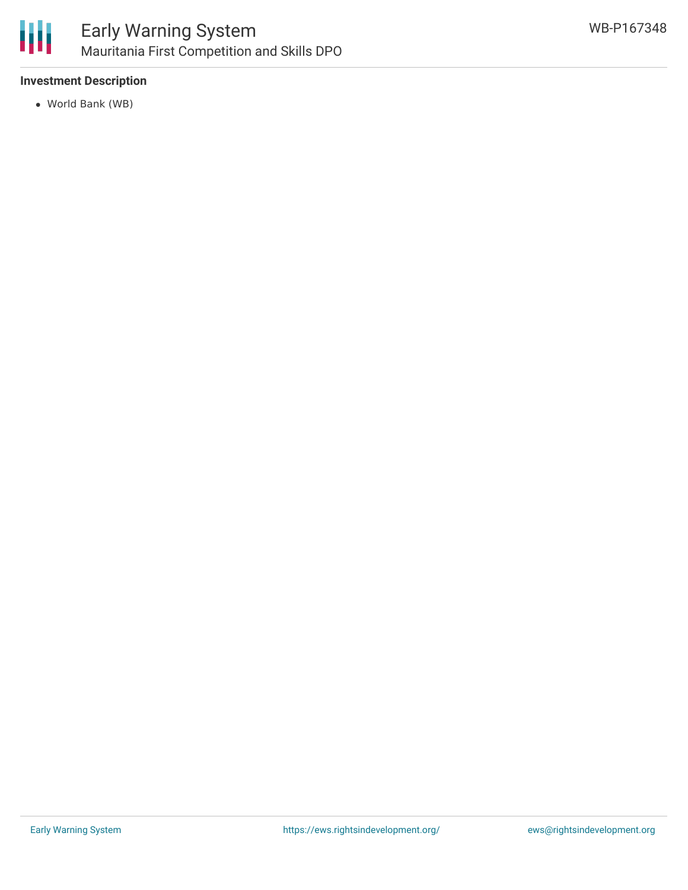### Investment Description

- World Bank (WB)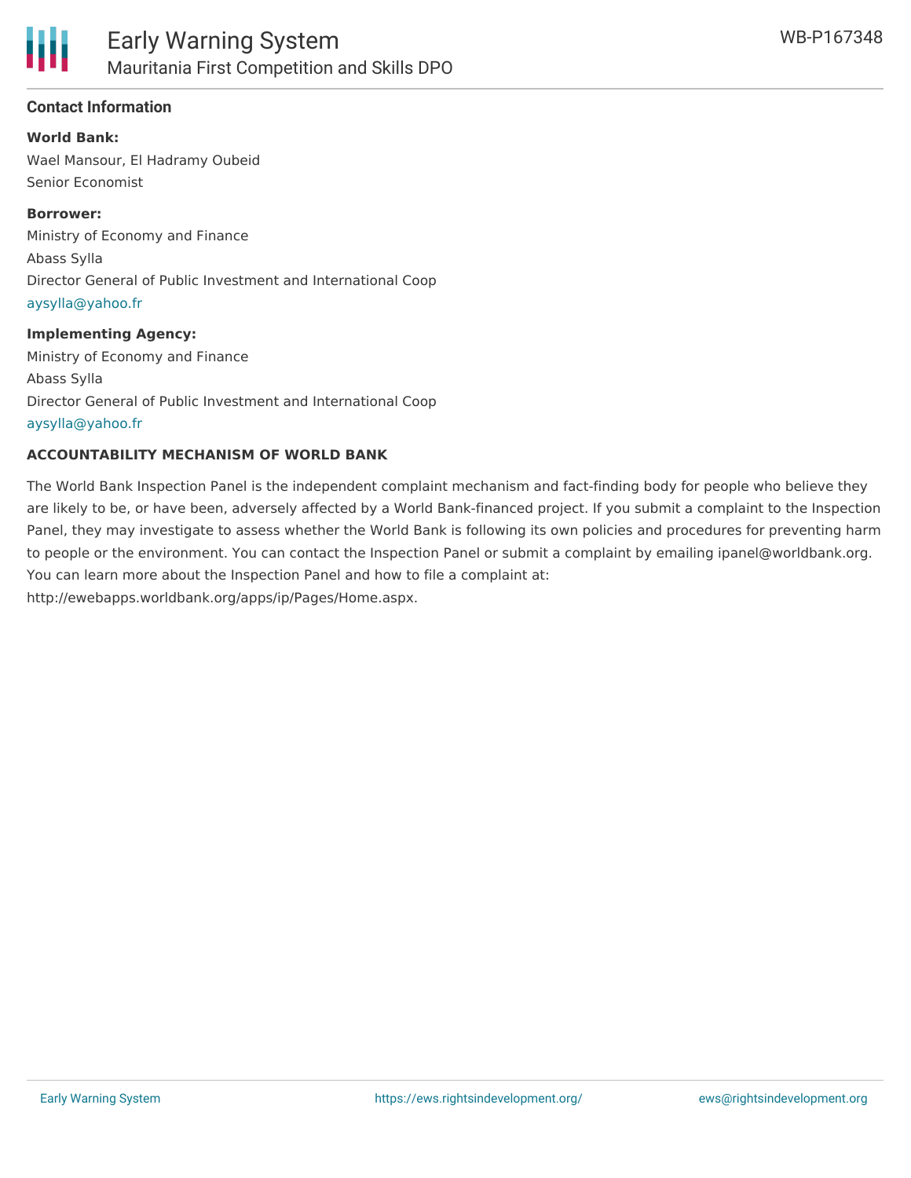## Contact Information

**World Bank:**

Wael Mansour, El Hadramy Oubeid
Senior Economist

**Borrower:**

Ministry of Economy and Finance
Abass Sylla
Director General of Public Investment and International Coop
aysylla@yahoo.fr

**Implementing Agency:**

Ministry of Economy and Finance
Abass Sylla
Director General of Public Investment and International Coop
aysylla@yahoo.fr

### ACCOUNTABILITY MECHANISM OF WORLD BANK

The World Bank Inspection Panel is the independent complaint mechanism and fact-finding body for people who believe they are likely to be, or have been, adversely affected by a World Bank-financed project. If you submit a complaint to the Inspection Panel, they may investigate to assess whether the World Bank is following its own policies and procedures for preventing harm to people or the environment. You can contact the Inspection Panel or submit a complaint by emailing ipanel@worldbank.org. You can learn more about the Inspection Panel and how to file a complaint at: http://ewebapps.worldbank.org/apps/ip/Pages/Home.aspx.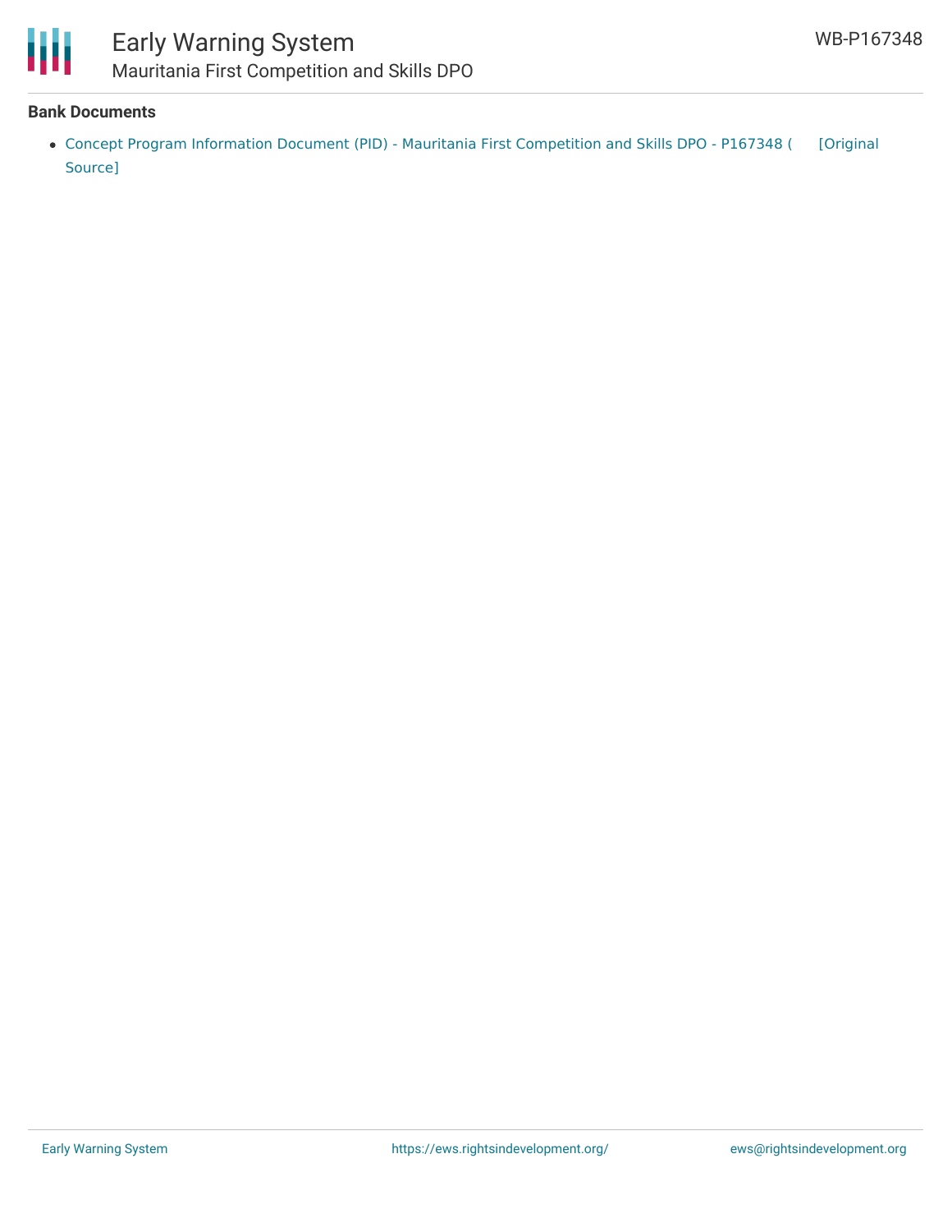**Bank Documents**

- Concept Program Information Document (PID) - Mauritania First Competition and Skills DPO - P167348 ( [Original Source]